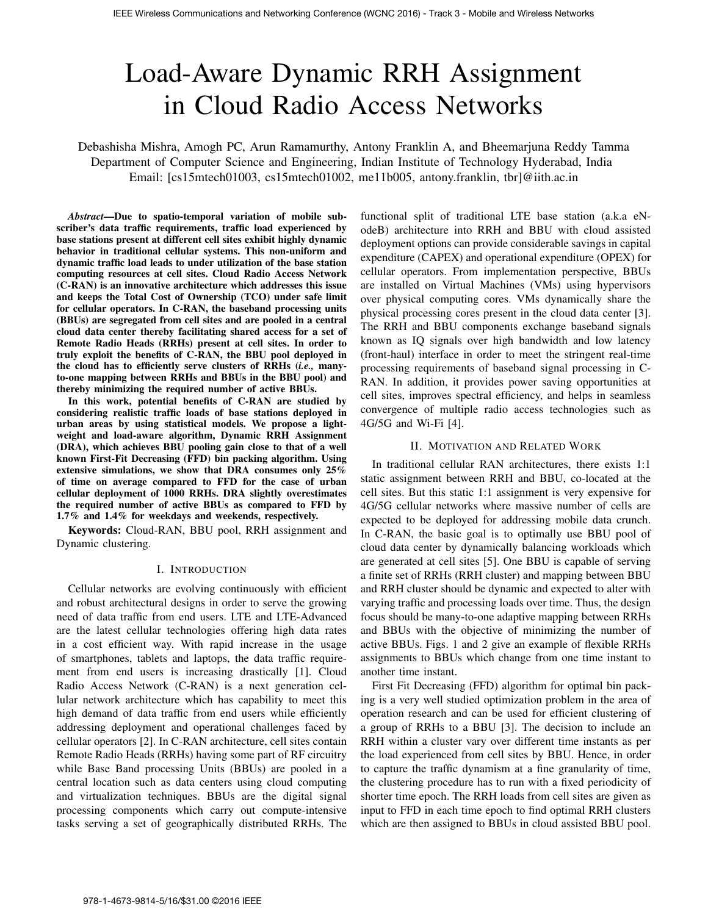# Load-Aware Dynamic RRH Assignment in Cloud Radio Access Networks

Debashisha Mishra, Amogh PC, Arun Ramamurthy, Antony Franklin A, and Bheemarjuna Reddy Tamma
Department of Computer Science and Engineering, Indian Institute of Technology Hyderabad, India
Email: [cs15mtech01003, cs15mtech01002, me11b005, antony.franklin, tbr]@iith.ac.in

***Abstract*—Due to spatio-temporal variation of mobile subscriber's data traffic requirements, traffic load experienced by base stations present at different cell sites exhibit highly dynamic behavior in traditional cellular systems. This non-uniform and dynamic traffic load leads to under utilization of the base station computing resources at cell sites. Cloud Radio Access Network (C-RAN) is an innovative architecture which addresses this issue and keeps the Total Cost of Ownership (TCO) under safe limit for cellular operators. In C-RAN, the baseband processing units (BBUs) are segregated from cell sites and are pooled in a central cloud data center thereby facilitating shared access for a set of Remote Radio Heads (RRHs) present at cell sites. In order to truly exploit the benefits of C-RAN, the BBU pool deployed in the cloud has to efficiently serve clusters of RRHs (*i.e.,* many-to-one mapping between RRHs and BBUs in the BBU pool) and thereby minimizing the required number of active BBUs.**

**In this work, potential benefits of C-RAN are studied by considering realistic traffic loads of base stations deployed in urban areas by using statistical models. We propose a lightweight and load-aware algorithm, Dynamic RRH Assignment (DRA), which achieves BBU pooling gain close to that of a well known First-Fit Decreasing (FFD) bin packing algorithm. Using extensive simulations, we show that DRA consumes only 25% of time on average compared to FFD for the case of urban cellular deployment of 1000 RRHs. DRA slightly overestimates the required number of active BBUs as compared to FFD by 1.7% and 1.4% for weekdays and weekends, respectively.**

**Keywords:** Cloud-RAN, BBU pool, RRH assignment and Dynamic clustering.

## I. Introduction

Cellular networks are evolving continuously with efficient and robust architectural designs in order to serve the growing need of data traffic from end users. LTE and LTE-Advanced are the latest cellular technologies offering high data rates in a cost efficient way. With rapid increase in the usage of smartphones, tablets and laptops, the data traffic requirement from end users is increasing drastically [1]. Cloud Radio Access Network (C-RAN) is a next generation cellular network architecture which has capability to meet this high demand of data traffic from end users while efficiently addressing deployment and operational challenges faced by cellular operators [2]. In C-RAN architecture, cell sites contain Remote Radio Heads (RRHs) having some part of RF circuitry while Base Band processing Units (BBUs) are pooled in a central location such as data centers using cloud computing and virtualization techniques. BBUs are the digital signal processing components which carry out compute-intensive tasks serving a set of geographically distributed RRHs. The functional split of traditional LTE base station (a.k.a eNodeB) architecture into RRH and BBU with cloud assisted deployment options can provide considerable savings in capital expenditure (CAPEX) and operational expenditure (OPEX) for cellular operators. From implementation perspective, BBUs are installed on Virtual Machines (VMs) using hypervisors over physical computing cores. VMs dynamically share the physical processing cores present in the cloud data center [3]. The RRH and BBU components exchange baseband signals known as IQ signals over high bandwidth and low latency (front-haul) interface in order to meet the stringent real-time processing requirements of baseband signal processing in C-RAN. In addition, it provides power saving opportunities at cell sites, improves spectral efficiency, and helps in seamless convergence of multiple radio access technologies such as 4G/5G and Wi-Fi [4].

## II. Motivation and Related Work

In traditional cellular RAN architectures, there exists 1:1 static assignment between RRH and BBU, co-located at the cell sites. But this static 1:1 assignment is very expensive for 4G/5G cellular networks where massive number of cells are expected to be deployed for addressing mobile data crunch. In C-RAN, the basic goal is to optimally use BBU pool of cloud data center by dynamically balancing workloads which are generated at cell sites [5]. One BBU is capable of serving a finite set of RRHs (RRH cluster) and mapping between BBU and RRH cluster should be dynamic and expected to alter with varying traffic and processing loads over time. Thus, the design focus should be many-to-one adaptive mapping between RRHs and BBUs with the objective of minimizing the number of active BBUs. Figs. 1 and 2 give an example of flexible RRHs assignments to BBUs which change from one time instant to another time instant.

First Fit Decreasing (FFD) algorithm for optimal bin packing is a very well studied optimization problem in the area of operation research and can be used for efficient clustering of a group of RRHs to a BBU [3]. The decision to include an RRH within a cluster vary over different time instants as per the load experienced from cell sites by BBU. Hence, in order to capture the traffic dynamism at a fine granularity of time, the clustering procedure has to run with a fixed periodicity of shorter time epoch. The RRH loads from cell sites are given as input to FFD in each time epoch to find optimal RRH clusters which are then assigned to BBUs in cloud assisted BBU pool.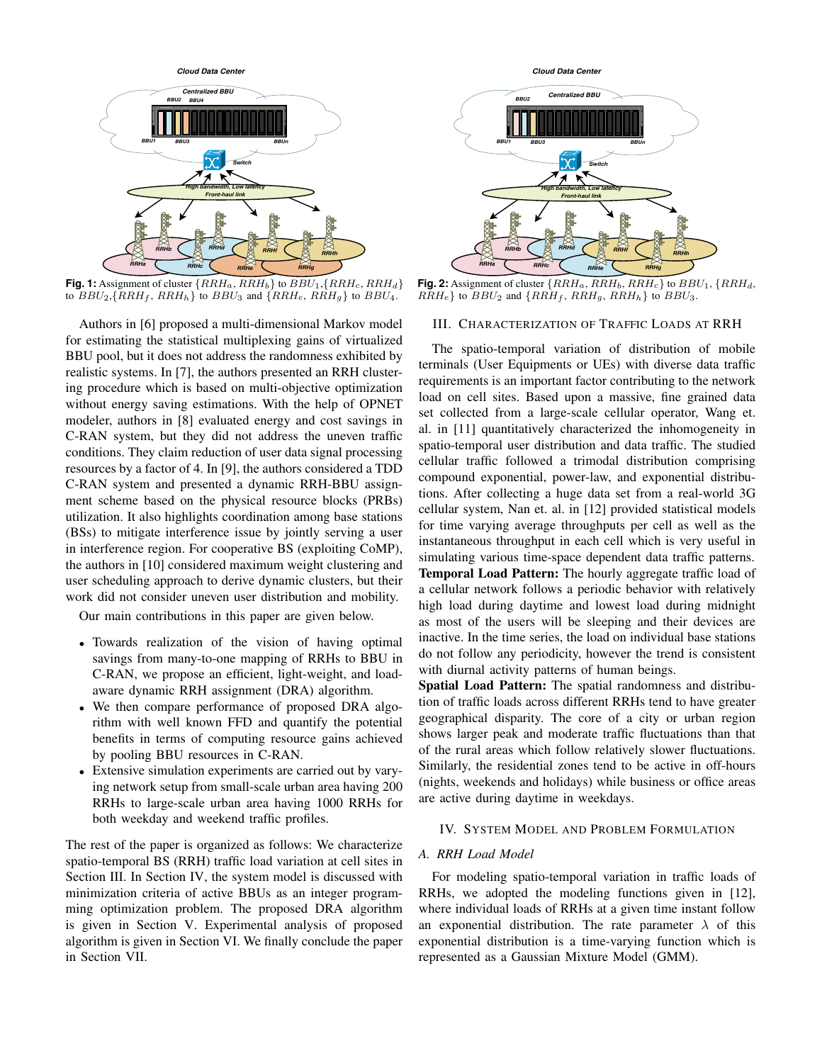**Fig. 1:** Assignment of cluster $\{RRH_a, RRH_b\}$ to $BBU_1$,$\{RRH_c, RRH_d\}$ to $BBU_2$,$\{RRH_f, RRH_h\}$ to $BBU_3$ and $\{RRH_e, RRH_g\}$ to $BBU_4$.

**Fig. 2:** Assignment of cluster $\{RRH_a, RRH_b, RRH_c\}$ to $BBU_1$, $\{RRH_d, RRH_e\}$ to $BBU_2$ and $\{RRH_f, RRH_g, RRH_h\}$ to $BBU_3$.

Authors in [6] proposed a multi-dimensional Markov model for estimating the statistical multiplexing gains of virtualized BBU pool, but it does not address the randomness exhibited by realistic systems. In [7], the authors presented an RRH clustering procedure which is based on multi-objective optimization without energy saving estimations. With the help of OPNET modeler, authors in [8] evaluated energy and cost savings in C-RAN system, but they did not address the uneven traffic conditions. They claim reduction of user data signal processing resources by a factor of 4. In [9], the authors considered a TDD C-RAN system and presented a dynamic RRH-BBU assignment scheme based on the physical resource blocks (PRBs) utilization. It also highlights coordination among base stations (BSs) to mitigate interference issue by jointly serving a user in interference region. For cooperative BS (exploiting CoMP), the authors in [10] considered maximum weight clustering and user scheduling approach to derive dynamic clusters, but their work did not consider uneven user distribution and mobility.

Our main contributions in this paper are given below.

- Towards realization of the vision of having optimal savings from many-to-one mapping of RRHs to BBU in C-RAN, we propose an efficient, light-weight, and load-aware dynamic RRH assignment (DRA) algorithm.
- We then compare performance of proposed DRA algorithm with well known FFD and quantify the potential benefits in terms of computing resource gains achieved by pooling BBU resources in C-RAN.
- Extensive simulation experiments are carried out by varying network setup from small-scale urban area having 200 RRHs to large-scale urban area having 1000 RRHs for both weekday and weekend traffic profiles.

The rest of the paper is organized as follows: We characterize spatio-temporal BS (RRH) traffic load variation at cell sites in Section III. In Section IV, the system model is discussed with minimization criteria of active BBUs as an integer programming optimization problem. The proposed DRA algorithm is given in Section V. Experimental analysis of proposed algorithm is given in Section VI. We finally conclude the paper in Section VII.

## III. Characterization of Traffic Loads at RRH

The spatio-temporal variation of distribution of mobile terminals (User Equipments or UEs) with diverse data traffic requirements is an important factor contributing to the network load on cell sites. Based upon a massive, fine grained data set collected from a large-scale cellular operator, Wang et. al. in [11] quantitatively characterized the inhomogeneity in spatio-temporal user distribution and data traffic. The studied cellular traffic followed a trimodal distribution comprising compound exponential, power-law, and exponential distributions. After collecting a huge data set from a real-world 3G cellular system, Nan et. al. in [12] provided statistical models for time varying average throughputs per cell as well as the instantaneous throughput in each cell which is very useful in simulating various time-space dependent data traffic patterns.
**Temporal Load Pattern:** The hourly aggregate traffic load of a cellular network follows a periodic behavior with relatively high load during daytime and lowest load during midnight as most of the users will be sleeping and their devices are inactive. In the time series, the load on individual base stations do not follow any periodicity, however the trend is consistent with diurnal activity patterns of human beings.
**Spatial Load Pattern:** The spatial randomness and distribution of traffic loads across different RRHs tend to have greater geographical disparity. The core of a city or urban region shows larger peak and moderate traffic fluctuations than that of the rural areas which follow relatively slower fluctuations. Similarly, the residential zones tend to be active in off-hours (nights, weekends and holidays) while business or office areas are active during daytime in weekdays.

## IV. System Model and Problem Formulation

### A. RRH Load Model

For modeling spatio-temporal variation in traffic loads of RRHs, we adopted the modeling functions given in [12], where individual loads of RRHs at a given time instant follow an exponential distribution. The rate parameter $\lambda$ of this exponential distribution is a time-varying function which is represented as a Gaussian Mixture Model (GMM).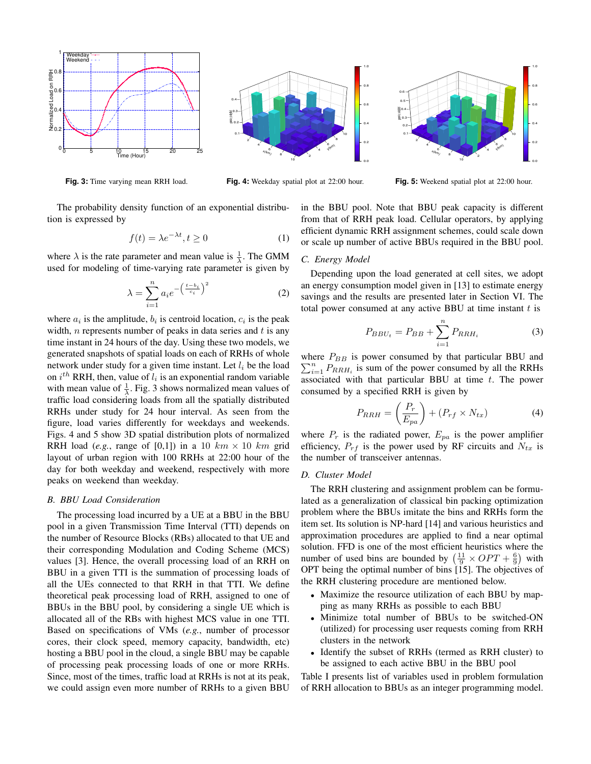Fig. 3: Time varying mean RRH load.

Fig. 4: Weekday spatial plot at 22:00 hour.

Fig. 5: Weekend spatial plot at 22:00 hour.

The probability density function of an exponential distribution is expressed by

$$f(t) = \lambda e^{-\lambda t}, t \geq 0 \quad (1)$$

where $\lambda$ is the rate parameter and mean value is $\frac{1}{\lambda}$. The GMM used for modeling of time-varying rate parameter is given by

$$\lambda = \sum_{i=1}^{n} a_i e^{-\left(\frac{t-b_i}{c_i}\right)^2} \quad (2)$$

where $a_i$ is the amplitude, $b_i$ is centroid location, $c_i$ is the peak width, $n$ represents number of peaks in data series and $t$ is any time instant in 24 hours of the day. Using these two models, we generated snapshots of spatial loads on each of RRHs of whole network under study for a given time instant. Let $l_i$ be the load on $i^{th}$ RRH, then, value of $l_i$ is an exponential random variable with mean value of $\frac{1}{\lambda}$. Fig. 3 shows normalized mean values of traffic load considering loads from all the spatially distributed RRHs under study for 24 hour interval. As seen from the figure, load varies differently for weekdays and weekends. Figs. 4 and 5 show 3D spatial distribution plots of normalized RRH load (*e.g.*, range of [0,1]) in a 10 $km$ $\times$ 10 $km$ grid layout of urban region with 100 RRHs at 22:00 hour of the day for both weekday and weekend, respectively with more peaks on weekend than weekday.

### B. BBU Load Consideration

The processing load incurred by a UE at a BBU in the BBU pool in a given Transmission Time Interval (TTI) depends on the number of Resource Blocks (RBs) allocated to that UE and their corresponding Modulation and Coding Scheme (MCS) values [3]. Hence, the overall processing load of an RRH on BBU in a given TTI is the summation of processing loads of all the UEs connected to that RRH in that TTI. We define theoretical peak processing load of RRH, assigned to one of BBUs in the BBU pool, by considering a single UE which is allocated all of the RBs with highest MCS value in one TTI. Based on specifications of VMs (*e.g.*, number of processor cores, their clock speed, memory capacity, bandwidth, etc) hosting a BBU pool in the cloud, a single BBU may be capable of processing peak processing loads of one or more RRHs. Since, most of the times, traffic load at RRHs is not at its peak, we could assign even more number of RRHs to a given BBU in the BBU pool. Note that BBU peak capacity is different from that of RRH peak load. Cellular operators, by applying efficient dynamic RRH assignment schemes, could scale down or scale up number of active BBUs required in the BBU pool.

### C. Energy Model

Depending upon the load generated at cell sites, we adopt an energy consumption model given in [13] to estimate energy savings and the results are presented later in Section VI. The total power consumed at any active BBU at time instant $t$ is

$$P_{BBU_t} = P_{BB} + \sum_{i=1}^{n} P_{RRH_i} \quad (3)$$

where $P_{BB}$ is power consumed by that particular BBU and $\sum_{i=1}^{n} P_{RRH_i}$ is sum of the power consumed by all the RRHs associated with that particular BBU at time $t$. The power consumed by a specified RRH is given by

$$P_{RRH} = \left(\frac{P_r}{E_{pa}}\right) + (P_{rf} \times N_{tx}) \quad (4)$$

where $P_r$ is the radiated power, $E_{pa}$ is the power amplifier efficiency, $P_{rf}$ is the power used by RF circuits and $N_{tx}$ is the number of transceiver antennas.

### D. Cluster Model

The RRH clustering and assignment problem can be formulated as a generalization of classical bin packing optimization problem where the BBUs imitate the bins and RRHs form the item set. Its solution is NP-hard [14] and various heuristics and approximation procedures are applied to find a near optimal solution. FFD is one of the most efficient heuristics where the number of used bins are bounded by $\left(\frac{11}{9} \times OPT + \frac{6}{9}\right)$ with OPT being the optimal number of bins [15]. The objectives of the RRH clustering procedure are mentioned below.

- Maximize the resource utilization of each BBU by mapping as many RRHs as possible to each BBU
- Minimize total number of BBUs to be switched-ON (utilized) for processing user requests coming from RRH clusters in the network
- Identify the subset of RRHs (termed as RRH cluster) to be assigned to each active BBU in the BBU pool

Table I presents list of variables used in problem formulation of RRH allocation to BBUs as an integer programming model.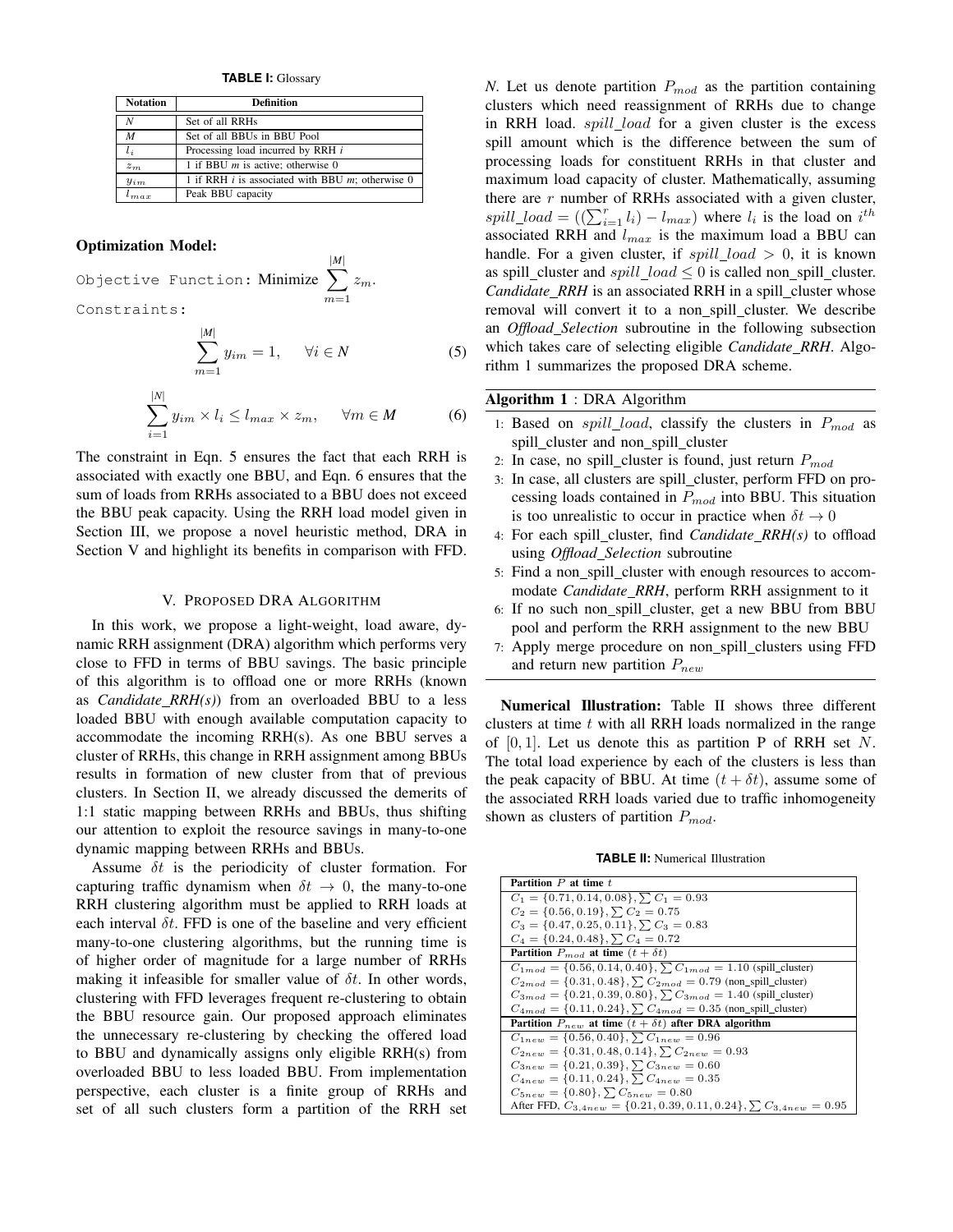**TABLE I:** Glossary

| Notation | Definition |
|---|---|
| $N$ | Set of all RRHs |
| $M$ | Set of all BBUs in BBU Pool |
| $l_i$ | Processing load incurred by RRH $i$ |
| $z_m$ | 1 if BBU $m$ is active; otherwise 0 |
| $y_{im}$ | 1 if RRH $i$ is associated with BBU $m$; otherwise 0 |
| $l_{max}$ | Peak BBU capacity |

**Optimization Model:**

Objective Function: Minimize $\sum_{m=1}^{|M|} z_m$.

Constraints:

$$\sum_{m=1}^{|M|} y_{im} = 1, \quad \forall i \in N \tag{5}$$

$$\sum_{i=1}^{|N|} y_{im} \times l_i \leq l_{max} \times z_m, \quad \forall m \in M \tag{6}$$

The constraint in Eqn. 5 ensures the fact that each RRH is associated with exactly one BBU, and Eqn. 6 ensures that the sum of loads from RRHs associated to a BBU does not exceed the BBU peak capacity. Using the RRH load model given in Section III, we propose a novel heuristic method, DRA in Section V and highlight its benefits in comparison with FFD.

## V. Proposed DRA Algorithm

In this work, we propose a light-weight, load aware, dynamic RRH assignment (DRA) algorithm which performs very close to FFD in terms of BBU savings. The basic principle of this algorithm is to offload one or more RRHs (known as ***Candidate_RRH(s)***) from an overloaded BBU to a less loaded BBU with enough available computation capacity to accommodate the incoming RRH(s). As one BBU serves a cluster of RRHs, this change in RRH assignment among BBUs results in formation of new cluster from that of previous clusters. In Section II, we already discussed the demerits of 1:1 static mapping between RRHs and BBUs, thus shifting our attention to exploit the resource savings in many-to-one dynamic mapping between RRHs and BBUs.

Assume $\delta t$ is the periodicity of cluster formation. For capturing traffic dynamism when $\delta t \rightarrow 0$, the many-to-one RRH clustering algorithm must be applied to RRH loads at each interval $\delta t$. FFD is one of the baseline and very efficient many-to-one clustering algorithms, but the running time is of higher order of magnitude for a large number of RRHs making it infeasible for smaller value of $\delta t$. In other words, clustering with FFD leverages frequent re-clustering to obtain the BBU resource gain. Our proposed approach eliminates the unnecessary re-clustering by checking the offered load to BBU and dynamically assigns only eligible RRH(s) from overloaded BBU to less loaded BBU. From implementation perspective, each cluster is a finite group of RRHs and set of all such clusters form a partition of the RRH set $N$. Let us denote partition $P_{mod}$ as the partition containing clusters which need reassignment of RRHs due to change in RRH load. $spill\_load$ for a given cluster is the excess spill amount which is the difference between the sum of processing loads for constituent RRHs in that cluster and maximum load capacity of cluster. Mathematically, assuming there are $r$ number of RRHs associated with a given cluster, $spill\_load = ((\sum_{i=1}^{r} l_i) - l_{max})$ where $l_i$ is the load on $i^{th}$ associated RRH and $l_{max}$ is the maximum load a BBU can handle. For a given cluster, if $spill\_load > 0$, it is known as spill_cluster and $spill\_load \leq 0$ is called non_spill_cluster. ***Candidate_RRH*** is an associated RRH in a spill_cluster whose removal will convert it to a non_spill_cluster. We describe an ***Offload_Selection*** subroutine in the following subsection which takes care of selecting eligible ***Candidate_RRH***. Algorithm 1 summarizes the proposed DRA scheme.

**Algorithm 1** : DRA Algorithm

1. Based on $spill\_load$, classify the clusters in $P_{mod}$ as spill_cluster and non_spill_cluster
2. In case, no spill_cluster is found, just return $P_{mod}$
3. In case, all clusters are spill_cluster, perform FFD on processing loads contained in $P_{mod}$ into BBU. This situation is too unrealistic to occur in practice when $\delta t \rightarrow 0$
4. For each spill_cluster, find ***Candidate_RRH(s)*** to offload using ***Offload_Selection*** subroutine
5. Find a non_spill_cluster with enough resources to accommodate ***Candidate_RRH***, perform RRH assignment to it
6. If no such non_spill_cluster, get a new BBU from BBU pool and perform the RRH assignment to the new BBU
7. Apply merge procedure on non_spill_clusters using FFD and return new partition $P_{new}$

**Numerical Illustration:** Table II shows three different clusters at time $t$ with all RRH loads normalized in the range of $[0, 1]$. Let us denote this as partition P of RRH set $N$. The total load experience by each of the clusters is less than the peak capacity of BBU. At time $(t + \delta t)$, assume some of the associated RRH loads varied due to traffic inhomogeneity shown as clusters of partition $P_{mod}$.

**TABLE II:** Numerical Illustration

| **Partition $P$ at time $t$** |
|---|
| $C_1 = \{0.71, 0.14, 0.08\}, \sum C_1 = 0.93$ |
| $C_2 = \{0.56, 0.19\}, \sum C_2 = 0.75$ |
| $C_3 = \{0.47, 0.25, 0.11\}, \sum C_3 = 0.83$ |
| $C_4 = \{0.24, 0.48\}, \sum C_4 = 0.72$ |
| **Partition $P_{mod}$ at time $(t + \delta t)$** |
| $C_{1mod} = \{0.56, 0.14, 0.40\}, \sum C_{1mod} = 1.10$ (spill_cluster) |
| $C_{2mod} = \{0.31, 0.48\}, \sum C_{2mod} = 0.79$ (non_spill_cluster) |
| $C_{3mod} = \{0.21, 0.39, 0.80\}, \sum C_{3mod} = 1.40$ (spill_cluster) |
| $C_{4mod} = \{0.11, 0.24\}, \sum C_{4mod} = 0.35$ (non_spill_cluster) |
| **Partition $P_{new}$ at time $(t + \delta t)$ after DRA algorithm** |
| $C_{1new} = \{0.56, 0.40\}, \sum C_{1new} = 0.96$ |
| $C_{2new} = \{0.31, 0.48, 0.14\}, \sum C_{2new} = 0.93$ |
| $C_{3new} = \{0.21, 0.39\}, \sum C_{3new} = 0.60$ |
| $C_{4new} = \{0.11, 0.24\}, \sum C_{4new} = 0.35$ |
| $C_{5new} = \{0.80\}, \sum C_{5new} = 0.80$ |
| After FFD, $C_{3,4new} = \{0.21, 0.39, 0.11, 0.24\}, \sum C_{3,4new} = 0.95$ |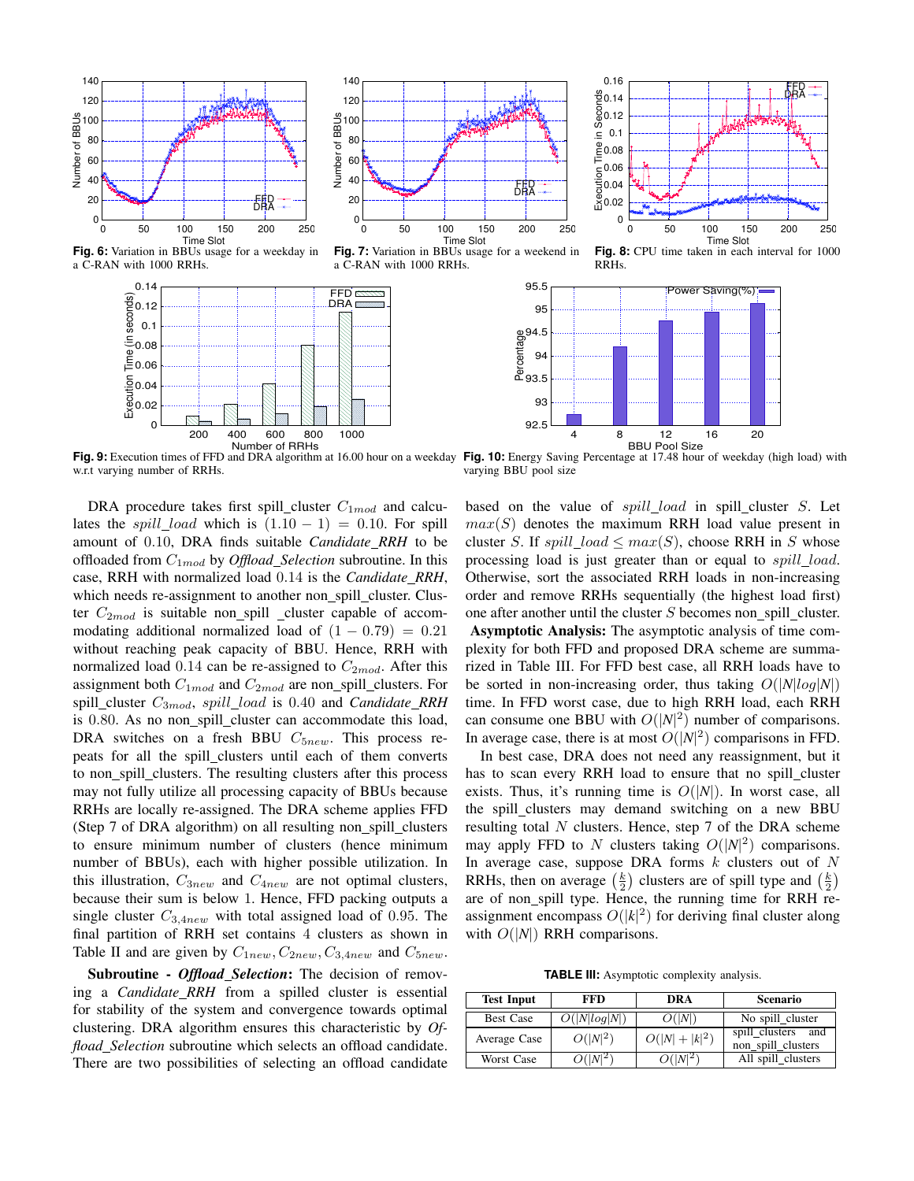**Fig. 6:** Variation in BBUs usage for a weekday in a C-RAN with 1000 RRHs.

**Fig. 7:** Variation in BBUs usage for a weekend in a C-RAN with 1000 RRHs.

**Fig. 8:** CPU time taken in each interval for 1000 RRHs.

**Fig. 9:** Execution times of FFD and DRA algorithm at 16.00 hour on a weekday w.r.t varying number of RRHs.

**Fig. 10:** Energy Saving Percentage at 17.48 hour of weekday (high load) with varying BBU pool size

DRA procedure takes first spill_cluster $C_{1mod}$ and calculates the $spill\_load$ which is $(1.10 - 1) = 0.10$. For spill amount of 0.10, DRA finds suitable ***Candidate_RRH*** to be offloaded from $C_{1mod}$ by ***Offload_Selection*** subroutine. In this case, RRH with normalized load 0.14 is the ***Candidate_RRH***, which needs re-assignment to another non_spill_cluster. Cluster $C_{2mod}$ is suitable non_spill _cluster capable of accommodating additional normalized load of $(1 - 0.79) = 0.21$ without reaching peak capacity of BBU. Hence, RRH with normalized load 0.14 can be re-assigned to $C_{2mod}$. After this assignment both $C_{1mod}$ and $C_{2mod}$ are non_spill_clusters. For spill_cluster $C_{3mod}$, $spill\_load$ is 0.40 and ***Candidate_RRH*** is 0.80. As no non_spill_cluster can accommodate this load, DRA switches on a fresh BBU $C_{5new}$. This process repeats for all the spill_clusters until each of them converts to non_spill_clusters. The resulting clusters after this process may not fully utilize all processing capacity of BBUs because RRHs are locally re-assigned. The DRA scheme applies FFD (Step 7 of DRA algorithm) on all resulting non_spill_clusters to ensure minimum number of clusters (hence minimum number of BBUs), each with higher possible utilization. In this illustration, $C_{3new}$ and $C_{4new}$ are not optimal clusters, because their sum is below 1. Hence, FFD packing outputs a single cluster $C_{3,4new}$ with total assigned load of 0.95. The final partition of RRH set contains 4 clusters as shown in Table II and are given by $C_{1new}, C_{2new}, C_{3,4new}$ and $C_{5new}$.

**Subroutine - *Offload_Selection*:** The decision of removing a *Candidate_RRH* from a spilled cluster is essential for stability of the system and convergence towards optimal clustering. DRA algorithm ensures this characteristic by *Offload_Selection* subroutine which selects an offload candidate. There are two possibilities of selecting an offload candidate based on the value of $spill\_load$ in spill_cluster $S$. Let $max(S)$ denotes the maximum RRH load value present in cluster $S$. If $spill\_load \leq max(S)$, choose RRH in $S$ whose processing load is just greater than or equal to $spill\_load$. Otherwise, sort the associated RRH loads in non-increasing order and remove RRHs sequentially (the highest load first) one after another until the cluster $S$ becomes non_spill_cluster.

**Asymptotic Analysis:** The asymptotic analysis of time complexity for both FFD and proposed DRA scheme are summarized in Table III. For FFD best case, all RRH loads have to be sorted in non-increasing order, thus taking $O(|N|log|N|)$ time. In FFD worst case, due to high RRH load, each RRH can consume one BBU with $O(|N|^2)$ number of comparisons. In average case, there is at most $O(|N|^2)$ comparisons in FFD.

In best case, DRA does not need any reassignment, but it has to scan every RRH load to ensure that no spill_cluster exists. Thus, it's running time is $O(|N|)$. In worst case, all the spill_clusters may demand switching on a new BBU resulting total $N$ clusters. Hence, step 7 of the DRA scheme may apply FFD to $N$ clusters taking $O(|N|^2)$ comparisons. In average case, suppose DRA forms $k$ clusters out of $N$ RRHs, then on average $\left(\frac{k}{2}\right)$ clusters are of spill type and $\left(\frac{k}{2}\right)$ are of non_spill type. Hence, the running time for RRH re-assignment encompass $O(|k|^2)$ for deriving final cluster along with $O(|N|)$ RRH comparisons.

**TABLE III:** Asymptotic complexity analysis.

| Test Input | FFD | DRA | Scenario |
|---|---|---|---|
| Best Case | $O(\|N\|log\|N\|)$ | $O(\|N\|)$ | No spill_cluster |
| Average Case | $O(\|N\|^2)$ | $O(\|N\| + \|k\|^2)$ | spill_clusters and non_spill_clusters |
| Worst Case | $O(\|N\|^2)$ | $O(\|N\|^2)$ | All spill_clusters |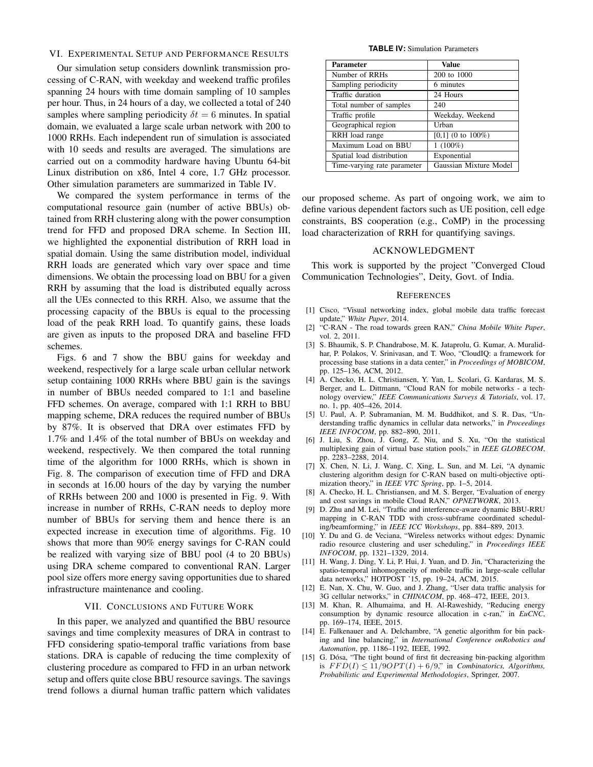## VI. Experimental Setup and Performance Results

Our simulation setup considers downlink transmission processing of C-RAN, with weekday and weekend traffic profiles spanning 24 hours with time domain sampling of 10 samples per hour. Thus, in 24 hours of a day, we collected a total of 240 samples where sampling periodicity $\delta t = 6$ minutes. In spatial domain, we evaluated a large scale urban network with 200 to 1000 RRHs. Each independent run of simulation is associated with 10 seeds and results are averaged. The simulations are carried out on a commodity hardware having Ubuntu 64-bit Linux distribution on x86, Intel 4 core, 1.7 GHz processor. Other simulation parameters are summarized in Table IV.

**TABLE IV:** Simulation Parameters

| Parameter | Value |
|---|---|
| Number of RRHs | 200 to 1000 |
| Sampling periodicity | 6 minutes |
| Traffic duration | 24 Hours |
| Total number of samples | 240 |
| Traffic profile | Weekday, Weekend |
| Geographical region | Urban |
| RRH load range | [0,1] (0 to 100%) |
| Maximum Load on BBU | 1 (100%) |
| Spatial load distribution | Exponential |
| Time-varying rate parameter | Gaussian Mixture Model |

We compared the system performance in terms of the computational resource gain (number of active BBUs) obtained from RRH clustering along with the power consumption trend for FFD and proposed DRA scheme. In Section III, we highlighted the exponential distribution of RRH load in spatial domain. Using the same distribution model, individual RRH loads are generated which vary over space and time dimensions. We obtain the processing load on BBU for a given RRH by assuming that the load is distributed equally across all the UEs connected to this RRH. Also, we assume that the processing capacity of the BBUs is equal to the processing load of the peak RRH load. To quantify gains, these loads are given as inputs to the proposed DRA and baseline FFD schemes.

Figs. 6 and 7 show the BBU gains for weekday and weekend, respectively for a large scale urban cellular network setup containing 1000 RRHs where BBU gain is the savings in number of BBUs needed compared to 1:1 and baseline FFD schemes. On average, compared with 1:1 RRH to BBU mapping scheme, DRA reduces the required number of BBUs by 87%. It is observed that DRA over estimates FFD by 1.7% and 1.4% of the total number of BBUs on weekday and weekend, respectively. We then compared the total running time of the algorithm for 1000 RRHs, which is shown in Fig. 8. The comparison of execution time of FFD and DRA in seconds at 16.00 hours of the day by varying the number of RRHs between 200 and 1000 is presented in Fig. 9. With increase in number of RRHs, C-RAN needs to deploy more number of BBUs for serving them and hence there is an expected increase in execution time of algorithms. Fig. 10 shows that more than 90% energy savings for C-RAN could be realized with varying size of BBU pool (4 to 20 BBUs) using DRA scheme compared to conventional RAN. Larger pool size offers more energy saving opportunities due to shared infrastructure maintenance and cooling.

## VII. Conclusions and Future Work

In this paper, we analyzed and quantified the BBU resource savings and time complexity measures of DRA in contrast to FFD considering spatio-temporal traffic variations from base stations. DRA is capable of reducing the time complexity of clustering procedure as compared to FFD in an urban network setup and offers quite close BBU resource savings. The savings trend follows a diurnal human traffic pattern which validates our proposed scheme. As part of ongoing work, we aim to define various dependent factors such as UE position, cell edge constraints, BS cooperation (e.g., CoMP) in the processing load characterization of RRH for quantifying savings.

## Acknowledgment

This work is supported by the project "Converged Cloud Communication Technologies", Deity, Govt. of India.

## References

[1] Cisco, "Visual networking index, global mobile data traffic forecast update," *White Paper*, 2014.

[2] "C-RAN - The road towards green RAN," *China Mobile White Paper*, vol. 2, 2011.

[3] S. Bhaumik, S. P. Chandrabose, M. K. Jataprolu, G. Kumar, A. Muralidhar, P. Polakos, V. Srinivasan, and T. Woo, "CloudIQ: a framework for processing base stations in a data center," in *Proceedings of MOBICOM*, pp. 125–136, ACM, 2012.

[4] A. Checko, H. L. Christiansen, Y. Yan, L. Scolari, G. Kardaras, M. S. Berger, and L. Dittmann, "Cloud RAN for mobile networks - a technology overview," *IEEE Communications Surveys & Tutorials*, vol. 17, no. 1, pp. 405–426, 2014.

[5] U. Paul, A. P. Subramanian, M. M. Buddhikot, and S. R. Das, "Understanding traffic dynamics in cellular data networks," in *Proceedings IEEE INFOCOM*, pp. 882–890, 2011.

[6] J. Liu, S. Zhou, J. Gong, Z. Niu, and S. Xu, "On the statistical multiplexing gain of virtual base station pools," in *IEEE GLOBECOM*, pp. 2283–2288, 2014.

[7] X. Chen, N. Li, J. Wang, C. Xing, L. Sun, and M. Lei, "A dynamic clustering algorithm design for C-RAN based on multi-objective optimization theory," in *IEEE VTC Spring*, pp. 1–5, 2014.

[8] A. Checko, H. L. Christiansen, and M. S. Berger, "Evaluation of energy and cost savings in mobile Cloud RAN," *OPNETWORK*, 2013.

[9] D. Zhu and M. Lei, "Traffic and interference-aware dynamic BBU-RRU mapping in C-RAN TDD with cross-subframe coordinated scheduling/beamforming," in *IEEE ICC Workshops*, pp. 884–889, 2013.

[10] Y. Du and G. de Veciana, "Wireless networks without edges: Dynamic radio resource clustering and user scheduling," in *Proceedings IEEE INFOCOM*, pp. 1321–1329, 2014.

[11] H. Wang, J. Ding, Y. Li, P. Hui, J. Yuan, and D. Jin, "Characterizing the spatio-temporal inhomogeneity of mobile traffic in large-scale cellular data networks," HOTPOST '15, pp. 19–24, ACM, 2015.

[12] E. Nan, X. Chu, W. Guo, and J. Zhang, "User data traffic analysis for 3G cellular networks," in *CHINACOM*, pp. 468–472, IEEE, 2013.

[13] M. Khan, R. Alhumaima, and H. Al-Raweshidy, "Reducing energy consumption by dynamic resource allocation in c-ran," in *EuCNC*, pp. 169–174, IEEE, 2015.

[14] E. Falkenauer and A. Delchambre, "A genetic algorithm for bin packing and line balancing," in *International Conference onRobotics and Automation*, pp. 1186–1192, IEEE, 1992.

[15] G. Dósa, "The tight bound of first fit decreasing bin-packing algorithm is $FFD(I) \leq 11/9OPT(I) + 6/9$," in *Combinatorics, Algorithms, Probabilistic and Experimental Methodologies*, Springer, 2007.